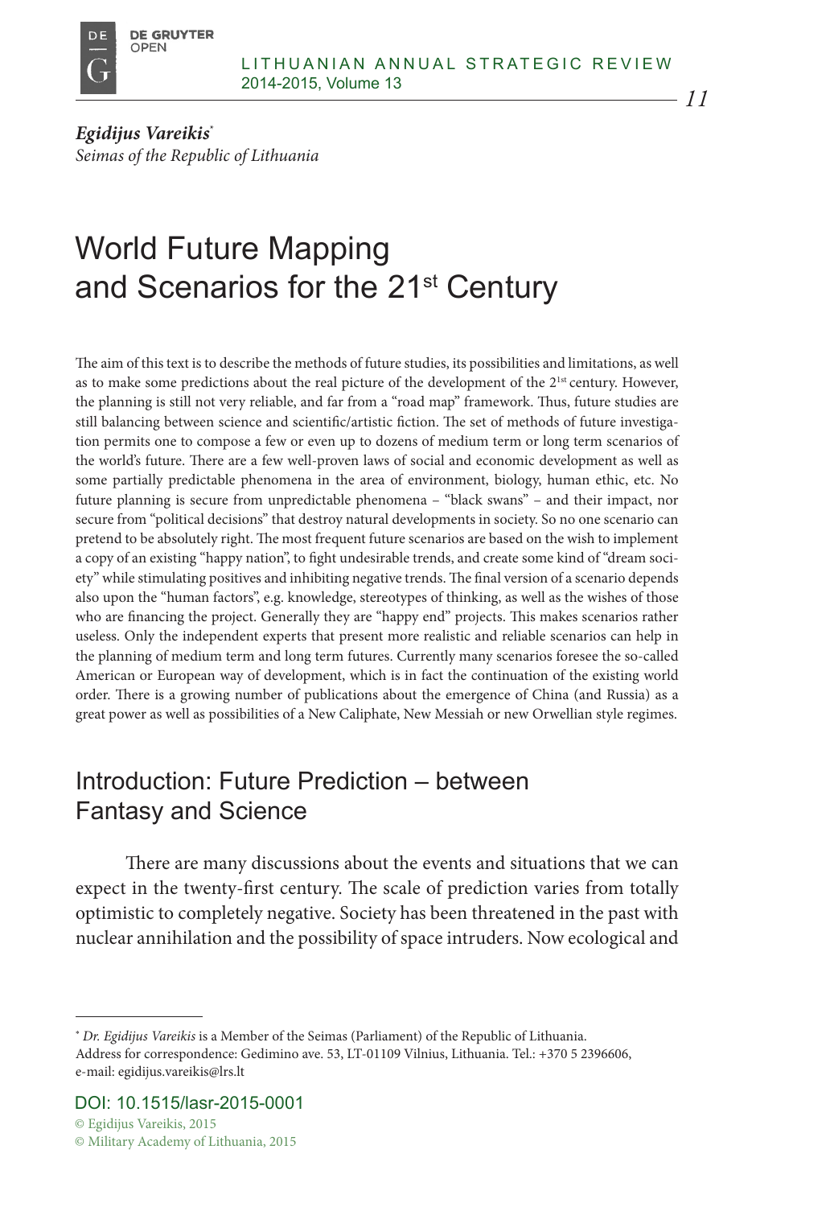*Egidijus Vareikis*[*]
*Seimas of the Republic of Lithuania*

# World Future Mapping and Scenarios for the 21st Century

The aim of this text is to describe the methods of future studies, its possibilities and limitations, as well as to make some predictions about the real picture of the development of the 21st century. However, the planning is still not very reliable, and far from a "road map" framework. Thus, future studies are still balancing between science and scientific/artistic fiction. The set of methods of future investigation permits one to compose a few or even up to dozens of medium term or long term scenarios of the world's future. There are a few well-proven laws of social and economic development as well as some partially predictable phenomena in the area of environment, biology, human ethic, etc. No future planning is secure from unpredictable phenomena – "black swans" – and their impact, nor secure from "political decisions" that destroy natural developments in society. So no one scenario can pretend to be absolutely right. The most frequent future scenarios are based on the wish to implement a copy of an existing "happy nation", to fight undesirable trends, and create some kind of "dream society" while stimulating positives and inhibiting negative trends. The final version of a scenario depends also upon the "human factors", e.g. knowledge, stereotypes of thinking, as well as the wishes of those who are financing the project. Generally they are "happy end" projects. This makes scenarios rather useless. Only the independent experts that present more realistic and reliable scenarios can help in the planning of medium term and long term futures. Currently many scenarios foresee the so-called American or European way of development, which is in fact the continuation of the existing world order. There is a growing number of publications about the emergence of China (and Russia) as a great power as well as possibilities of a New Caliphate, New Messiah or new Orwellian style regimes.

## Introduction: Future Prediction – between Fantasy and Science

There are many discussions about the events and situations that we can expect in the twenty-first century. The scale of prediction varies from totally optimistic to completely negative. Society has been threatened in the past with nuclear annihilation and the possibility of space intruders. Now ecological and

---

[*] *Dr. Egidijus Vareikis* is a Member of the Seimas (Parliament) of the Republic of Lithuania.
Address for correspondence: Gedimino ave. 53, LT-01109 Vilnius, Lithuania. Tel.: +370 5 2396606, e-mail: egidijus.vareikis@lrs.lt

DOI: 10.1515/lasr-2015-0001

© Egidijus Vareikis, 2015
© Military Academy of Lithuania, 2015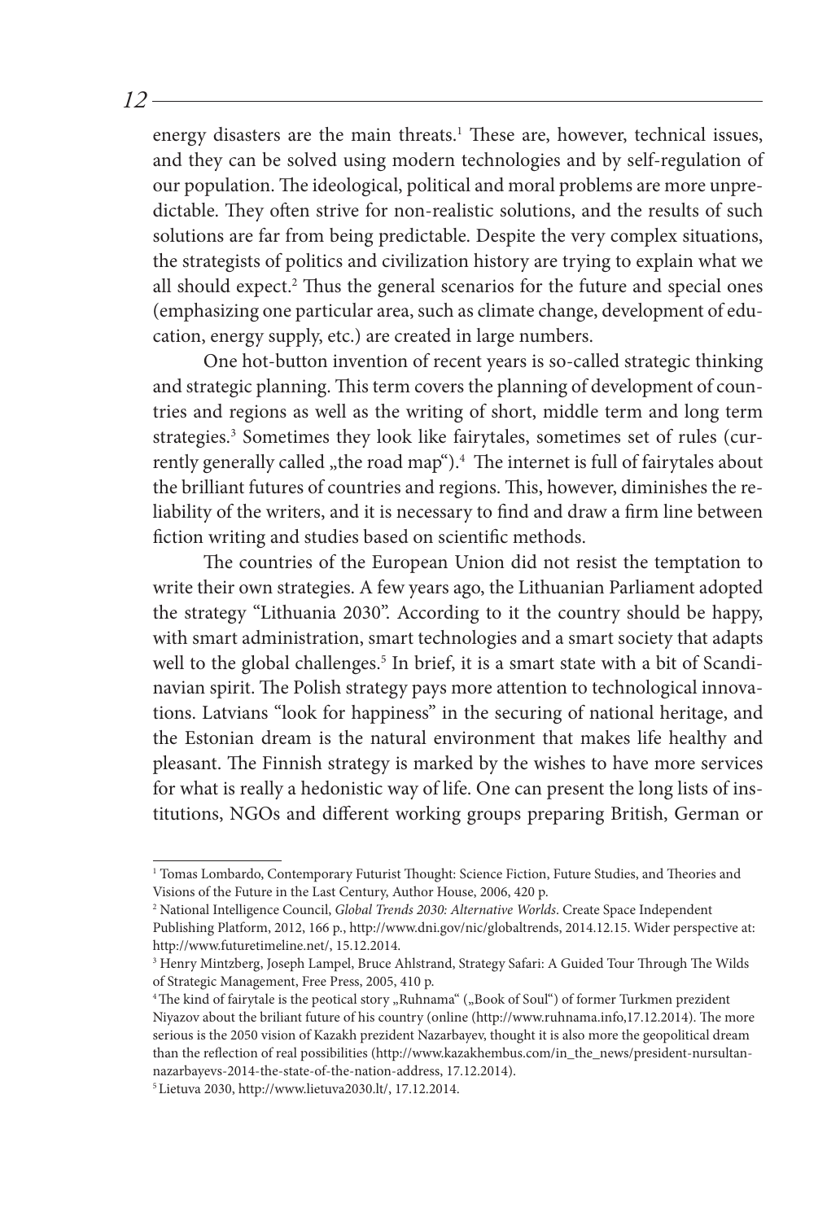energy disasters are the main threats.[1] These are, however, technical issues, and they can be solved using modern technologies and by self-regulation of our population. The ideological, political and moral problems are more unpredictable. They often strive for non-realistic solutions, and the results of such solutions are far from being predictable. Despite the very complex situations, the strategists of politics and civilization history are trying to explain what we all should expect.[2] Thus the general scenarios for the future and special ones (emphasizing one particular area, such as climate change, development of education, energy supply, etc.) are created in large numbers.

One hot-button invention of recent years is so-called strategic thinking and strategic planning. This term covers the planning of development of countries and regions as well as the writing of short, middle term and long term strategies.[3] Sometimes they look like fairytales, sometimes set of rules (currently generally called „the road map").[4] The internet is full of fairytales about the brilliant futures of countries and regions. This, however, diminishes the reliability of the writers, and it is necessary to find and draw a firm line between fiction writing and studies based on scientific methods.

The countries of the European Union did not resist the temptation to write their own strategies. A few years ago, the Lithuanian Parliament adopted the strategy "Lithuania 2030". According to it the country should be happy, with smart administration, smart technologies and a smart society that adapts well to the global challenges.[5] In brief, it is a smart state with a bit of Scandinavian spirit. The Polish strategy pays more attention to technological innovations. Latvians "look for happiness" in the securing of national heritage, and the Estonian dream is the natural environment that makes life healthy and pleasant. The Finnish strategy is marked by the wishes to have more services for what is really a hedonistic way of life. One can present the long lists of institutions, NGOs and different working groups preparing British, German or

---

[1] Tomas Lombardo, Contemporary Futurist Thought: Science Fiction, Future Studies, and Theories and Visions of the Future in the Last Century, Author House, 2006, 420 p.

[2] National Intelligence Council, *Global Trends 2030: Alternative Worlds*. Create Space Independent Publishing Platform, 2012, 166 p., http://www.dni.gov/nic/globaltrends, 2014.12.15. Wider perspective at: http://www.futuretimeline.net/, 15.12.2014.

[3] Henry Mintzberg, Joseph Lampel, Bruce Ahlstrand, Strategy Safari: A Guided Tour Through The Wilds of Strategic Management, Free Press, 2005, 410 p.

[4] The kind of fairytale is the peotical story „Ruhnama" („Book of Soul") of former Turkmen prezident Niyazov about the briliant future of his country (online (http://www.ruhnama.info,17.12.2014). The more serious is the 2050 vision of Kazakh prezident Nazarbayev, thought it is also more the geopolitical dream than the reflection of real possibilities (http://www.kazakhembus.com/in_the_news/president-nursultan-nazarbayevs-2014-the-state-of-the-nation-address, 17.12.2014).

[5] Lietuva 2030, http://www.lietuva2030.lt/, 17.12.2014.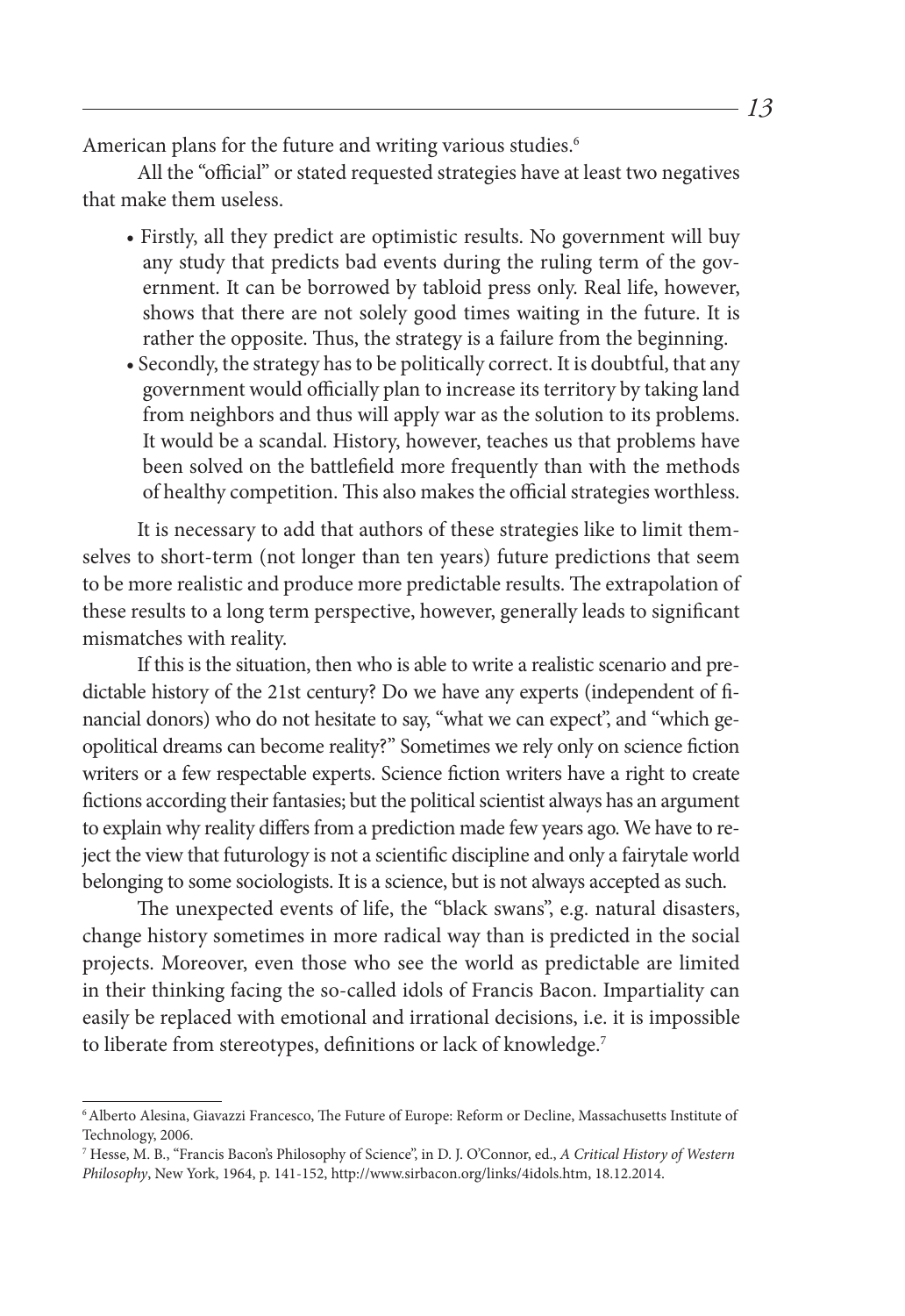American plans for the future and writing various studies.[6]

All the "official" or stated requested strategies have at least two negatives that make them useless.

- Firstly, all they predict are optimistic results. No government will buy any study that predicts bad events during the ruling term of the government. It can be borrowed by tabloid press only. Real life, however, shows that there are not solely good times waiting in the future. It is rather the opposite. Thus, the strategy is a failure from the beginning.
- Secondly, the strategy has to be politically correct. It is doubtful, that any government would officially plan to increase its territory by taking land from neighbors and thus will apply war as the solution to its problems. It would be a scandal. History, however, teaches us that problems have been solved on the battlefield more frequently than with the methods of healthy competition. This also makes the official strategies worthless.

It is necessary to add that authors of these strategies like to limit themselves to short-term (not longer than ten years) future predictions that seem to be more realistic and produce more predictable results. The extrapolation of these results to a long term perspective, however, generally leads to significant mismatches with reality.

If this is the situation, then who is able to write a realistic scenario and predictable history of the 21st century? Do we have any experts (independent of financial donors) who do not hesitate to say, "what we can expect", and "which geopolitical dreams can become reality?" Sometimes we rely only on science fiction writers or a few respectable experts. Science fiction writers have a right to create fictions according their fantasies; but the political scientist always has an argument to explain why reality differs from a prediction made few years ago. We have to reject the view that futurology is not a scientific discipline and only a fairytale world belonging to some sociologists. It is a science, but is not always accepted as such.

The unexpected events of life, the "black swans", e.g. natural disasters, change history sometimes in more radical way than is predicted in the social projects. Moreover, even those who see the world as predictable are limited in their thinking facing the so-called idols of Francis Bacon. Impartiality can easily be replaced with emotional and irrational decisions, i.e. it is impossible to liberate from stereotypes, definitions or lack of knowledge.[7]

---

[6] Alberto Alesina, Giavazzi Francesco, The Future of Europe: Reform or Decline, Massachusetts Institute of Technology, 2006.

[7] Hesse, M. B., "Francis Bacon's Philosophy of Science", in D. J. O'Connor, ed., *A Critical History of Western Philosophy*, New York, 1964, p. 141-152, http://www.sirbacon.org/links/4idols.htm, 18.12.2014.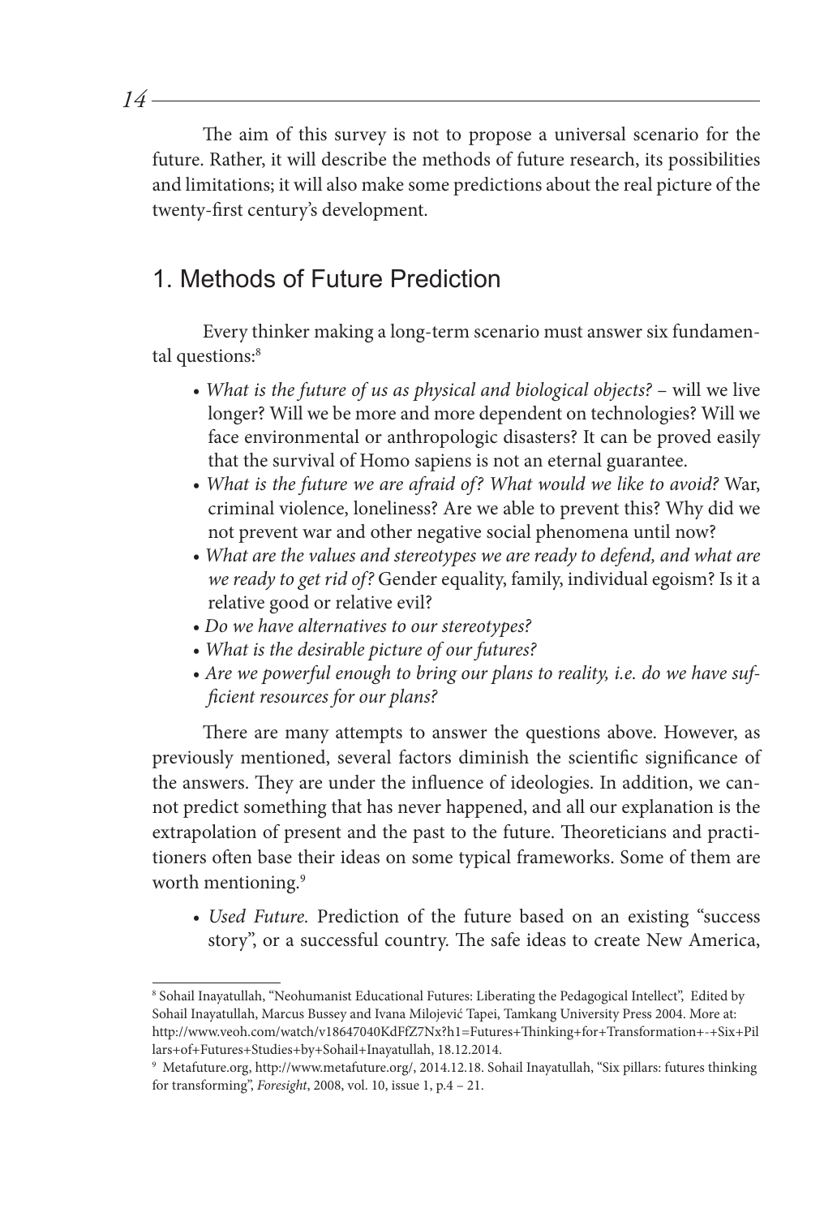The aim of this survey is not to propose a universal scenario for the future. Rather, it will describe the methods of future research, its possibilities and limitations; it will also make some predictions about the real picture of the twenty-first century's development.

## 1. Methods of Future Prediction

Every thinker making a long-term scenario must answer six fundamental questions:[8]

- *What is the future of us as physical and biological objects?* – will we live longer? Will we be more and more dependent on technologies? Will we face environmental or anthropologic disasters? It can be proved easily that the survival of Homo sapiens is not an eternal guarantee.
- *What is the future we are afraid of? What would we like to avoid?* War, criminal violence, loneliness? Are we able to prevent this? Why did we not prevent war and other negative social phenomena until now?
- *What are the values and stereotypes we are ready to defend, and what are we ready to get rid of?* Gender equality, family, individual egoism? Is it a relative good or relative evil?
- *Do we have alternatives to our stereotypes?*
- *What is the desirable picture of our futures?*
- *Are we powerful enough to bring our plans to reality, i.e. do we have sufficient resources for our plans?*

There are many attempts to answer the questions above. However, as previously mentioned, several factors diminish the scientific significance of the answers. They are under the influence of ideologies. In addition, we cannot predict something that has never happened, and all our explanation is the extrapolation of present and the past to the future. Theoreticians and practitioners often base their ideas on some typical frameworks. Some of them are worth mentioning.[9]

- *Used Future.* Prediction of the future based on an existing "success story", or a successful country. The safe ideas to create New America,

---

[8] Sohail Inayatullah, "Neohumanist Educational Futures: Liberating the Pedagogical Intellect", Edited by Sohail Inayatullah, Marcus Bussey and Ivana Milojević Tapei, Tamkang University Press 2004. More at: http://www.veoh.com/watch/v18647040KdFfZ7Nx?h1=Futures+Thinking+for+Transformation+-+Six+Pillars+of+Futures+Studies+by+Sohail+Inayatullah, 18.12.2014.

[9] Metafuture.org, http://www.metafuture.org/, 2014.12.18. Sohail Inayatullah, "Six pillars: futures thinking for transforming", *Foresight*, 2008, vol. 10, issue 1, p.4 – 21.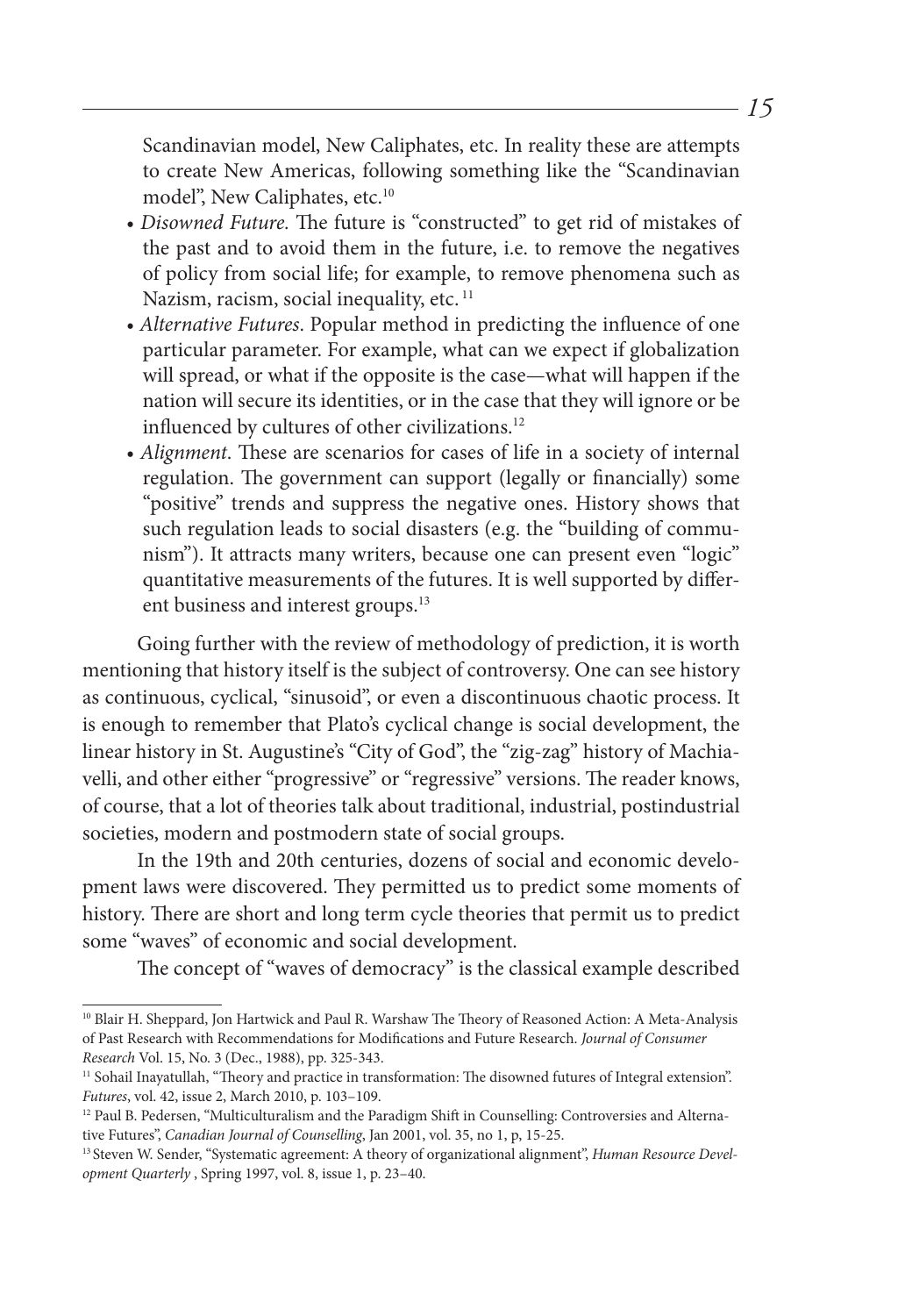Scandinavian model, New Caliphates, etc. In reality these are attempts to create New Americas, following something like the "Scandinavian model", New Caliphates, etc.[10]

- *Disowned Future.* The future is "constructed" to get rid of mistakes of the past and to avoid them in the future, i.e. to remove the negatives of policy from social life; for example, to remove phenomena such as Nazism, racism, social inequality, etc. [11]
- *Alternative Futures*. Popular method in predicting the influence of one particular parameter. For example, what can we expect if globalization will spread, or what if the opposite is the case—what will happen if the nation will secure its identities, or in the case that they will ignore or be influenced by cultures of other civilizations.[12]
- *Alignment*. These are scenarios for cases of life in a society of internal regulation. The government can support (legally or financially) some "positive" trends and suppress the negative ones. History shows that such regulation leads to social disasters (e.g. the "building of communism"). It attracts many writers, because one can present even "logic" quantitative measurements of the futures. It is well supported by different business and interest groups.[13]

Going further with the review of methodology of prediction, it is worth mentioning that history itself is the subject of controversy. One can see history as continuous, cyclical, "sinusoid", or even a discontinuous chaotic process. It is enough to remember that Plato's cyclical change is social development, the linear history in St. Augustine's "City of God", the "zig-zag" history of Machiavelli, and other either "progressive" or "regressive" versions. The reader knows, of course, that a lot of theories talk about traditional, industrial, postindustrial societies, modern and postmodern state of social groups.

In the 19th and 20th centuries, dozens of social and economic development laws were discovered. They permitted us to predict some moments of history. There are short and long term cycle theories that permit us to predict some "waves" of economic and social development.

The concept of "waves of democracy" is the classical example described

---

[10] Blair H. Sheppard, Jon Hartwick and Paul R. Warshaw The Theory of Reasoned Action: A Meta-Analysis of Past Research with Recommendations for Modifications and Future Research. *Journal of Consumer Research* Vol. 15, No. 3 (Dec., 1988), pp. 325-343.

[11] Sohail Inayatullah, "Theory and practice in transformation: The disowned futures of Integral extension". *Futures*, vol. 42, issue 2, March 2010, p. 103–109.

[12] Paul B. Pedersen, "Multiculturalism and the Paradigm Shift in Counselling: Controversies and Alternative Futures", *Canadian Journal of Counselling*, Jan 2001, vol. 35, no 1, p, 15-25.

[13] Steven W. Sender, "Systematic agreement: A theory of organizational alignment", *Human Resource Development Quarterly* , Spring 1997, vol. 8, issue 1, p. 23–40.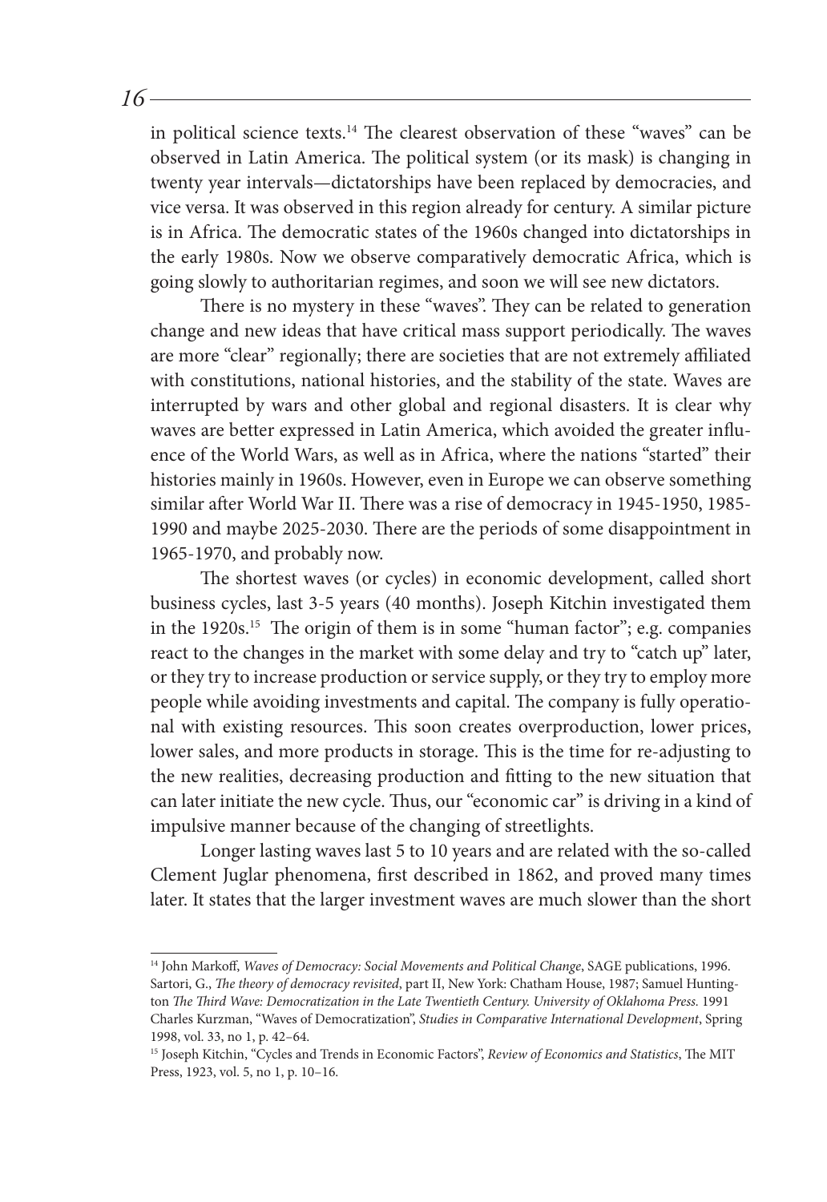in political science texts.[14] The clearest observation of these "waves" can be observed in Latin America. The political system (or its mask) is changing in twenty year intervals—dictatorships have been replaced by democracies, and vice versa. It was observed in this region already for century. A similar picture is in Africa. The democratic states of the 1960s changed into dictatorships in the early 1980s. Now we observe comparatively democratic Africa, which is going slowly to authoritarian regimes, and soon we will see new dictators.

There is no mystery in these "waves". They can be related to generation change and new ideas that have critical mass support periodically. The waves are more "clear" regionally; there are societies that are not extremely affiliated with constitutions, national histories, and the stability of the state. Waves are interrupted by wars and other global and regional disasters. It is clear why waves are better expressed in Latin America, which avoided the greater influence of the World Wars, as well as in Africa, where the nations "started" their histories mainly in 1960s. However, even in Europe we can observe something similar after World War II. There was a rise of democracy in 1945-1950, 1985-1990 and maybe 2025-2030. There are the periods of some disappointment in 1965-1970, and probably now.

The shortest waves (or cycles) in economic development, called short business cycles, last 3-5 years (40 months). Joseph Kitchin investigated them in the 1920s.[15] The origin of them is in some "human factor"; e.g. companies react to the changes in the market with some delay and try to "catch up" later, or they try to increase production or service supply, or they try to employ more people while avoiding investments and capital. The company is fully operational with existing resources. This soon creates overproduction, lower prices, lower sales, and more products in storage. This is the time for re-adjusting to the new realities, decreasing production and fitting to the new situation that can later initiate the new cycle. Thus, our "economic car" is driving in a kind of impulsive manner because of the changing of streetlights.

Longer lasting waves last 5 to 10 years and are related with the so-called Clement Juglar phenomena, first described in 1862, and proved many times later. It states that the larger investment waves are much slower than the short

---

[14] John Markoff, *Waves of Democracy: Social Movements and Political Change*, SAGE publications, 1996. Sartori, G., *The theory of democracy revisited*, part II, New York: Chatham House, 1987; Samuel Huntington *The Third Wave: Democratization in the Late Twentieth Century. University of Oklahoma Press.* 1991 Charles Kurzman, "Waves of Democratization", *Studies in Comparative International Development*, Spring 1998, vol. 33, no 1, p. 42–64.

[15] Joseph Kitchin, "Cycles and Trends in Economic Factors", *Review of Economics and Statistics*, The MIT Press, 1923, vol. 5, no 1, p. 10–16.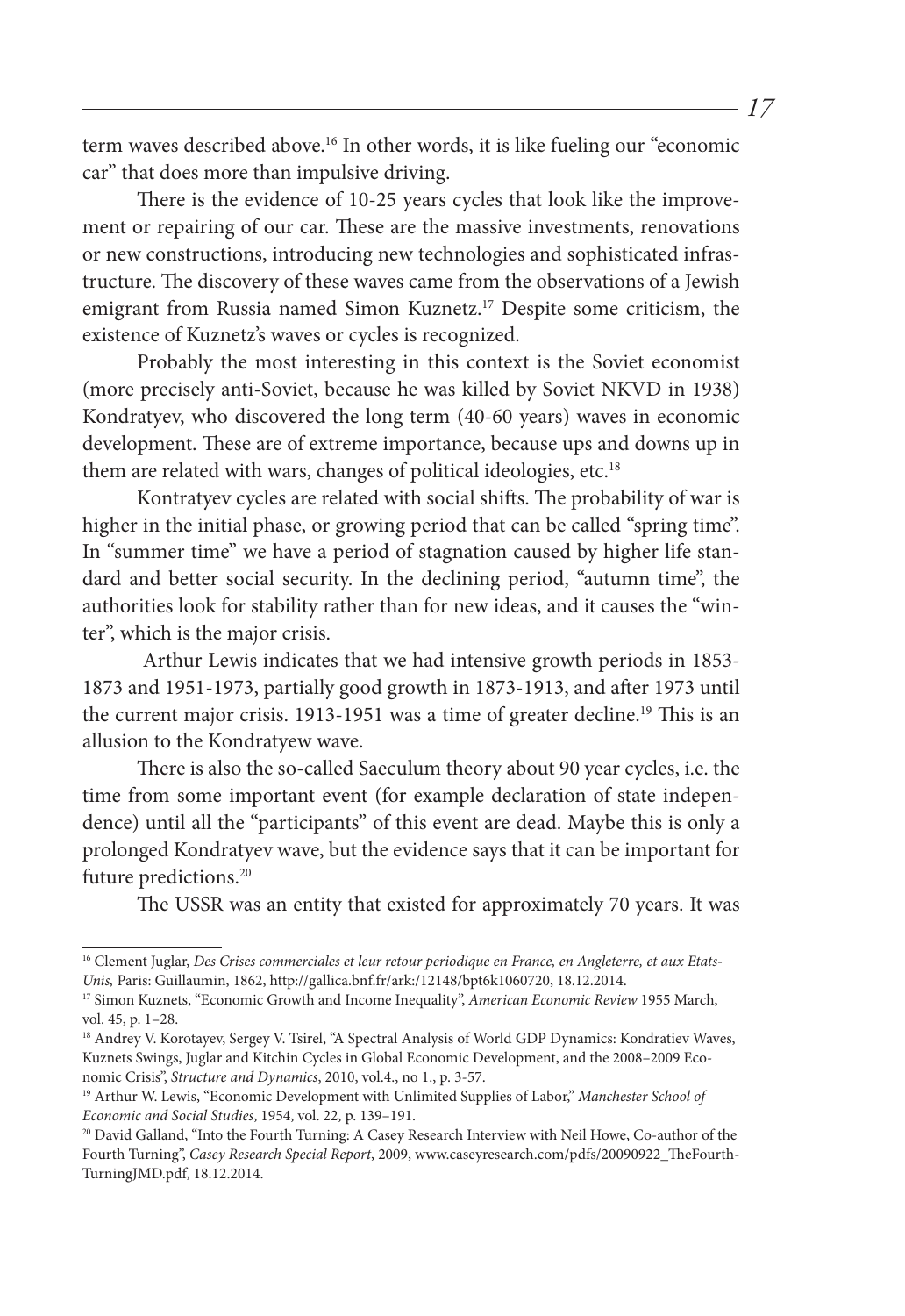term waves described above.[16] In other words, it is like fueling our "economic car" that does more than impulsive driving.

There is the evidence of 10-25 years cycles that look like the improvement or repairing of our car. These are the massive investments, renovations or new constructions, introducing new technologies and sophisticated infrastructure. The discovery of these waves came from the observations of a Jewish emigrant from Russia named Simon Kuznetz.[17] Despite some criticism, the existence of Kuznetz's waves or cycles is recognized.

Probably the most interesting in this context is the Soviet economist (more precisely anti-Soviet, because he was killed by Soviet NKVD in 1938) Kondratyev, who discovered the long term (40-60 years) waves in economic development. These are of extreme importance, because ups and downs up in them are related with wars, changes of political ideologies, etc.[18]

Kontratyev cycles are related with social shifts. The probability of war is higher in the initial phase, or growing period that can be called "spring time". In "summer time" we have a period of stagnation caused by higher life standard and better social security. In the declining period, "autumn time", the authorities look for stability rather than for new ideas, and it causes the "winter", which is the major crisis.

Arthur Lewis indicates that we had intensive growth periods in 1853-1873 and 1951-1973, partially good growth in 1873-1913, and after 1973 until the current major crisis. 1913-1951 was a time of greater decline.[19] This is an allusion to the Kondratyew wave.

There is also the so-called Saeculum theory about 90 year cycles, i.e. the time from some important event (for example declaration of state independence) until all the "participants" of this event are dead. Maybe this is only a prolonged Kondratyev wave, but the evidence says that it can be important for future predictions.[20]

The USSR was an entity that existed for approximately 70 years. It was

---

[16] Clement Juglar, *Des Crises commerciales et leur retour periodique en France, en Angleterre, et aux Etats-Unis,* Paris: Guillaumin, 1862, http://gallica.bnf.fr/ark:/12148/bpt6k1060720, 18.12.2014.

[17] Simon Kuznets, "Economic Growth and Income Inequality", *American Economic Review* 1955 March, vol. 45, p. 1–28.

[18] Andrey V. Korotayev, Sergey V. Tsirel, "A Spectral Analysis of World GDP Dynamics: Kondratiev Waves, Kuznets Swings, Juglar and Kitchin Cycles in Global Economic Development, and the 2008–2009 Economic Crisis", *Structure and Dynamics*, 2010, vol.4., no 1., p. 3-57.

[19] Arthur W. Lewis, "Economic Development with Unlimited Supplies of Labor," *Manchester School of Economic and Social Studies*, 1954, vol. 22, p. 139–191.

[20] David Galland, "Into the Fourth Turning: A Casey Research Interview with Neil Howe, Co-author of the Fourth Turning", *Casey Research Special Report*, 2009, www.caseyresearch.com/pdfs/20090922_TheFourthTurningJMD.pdf, 18.12.2014.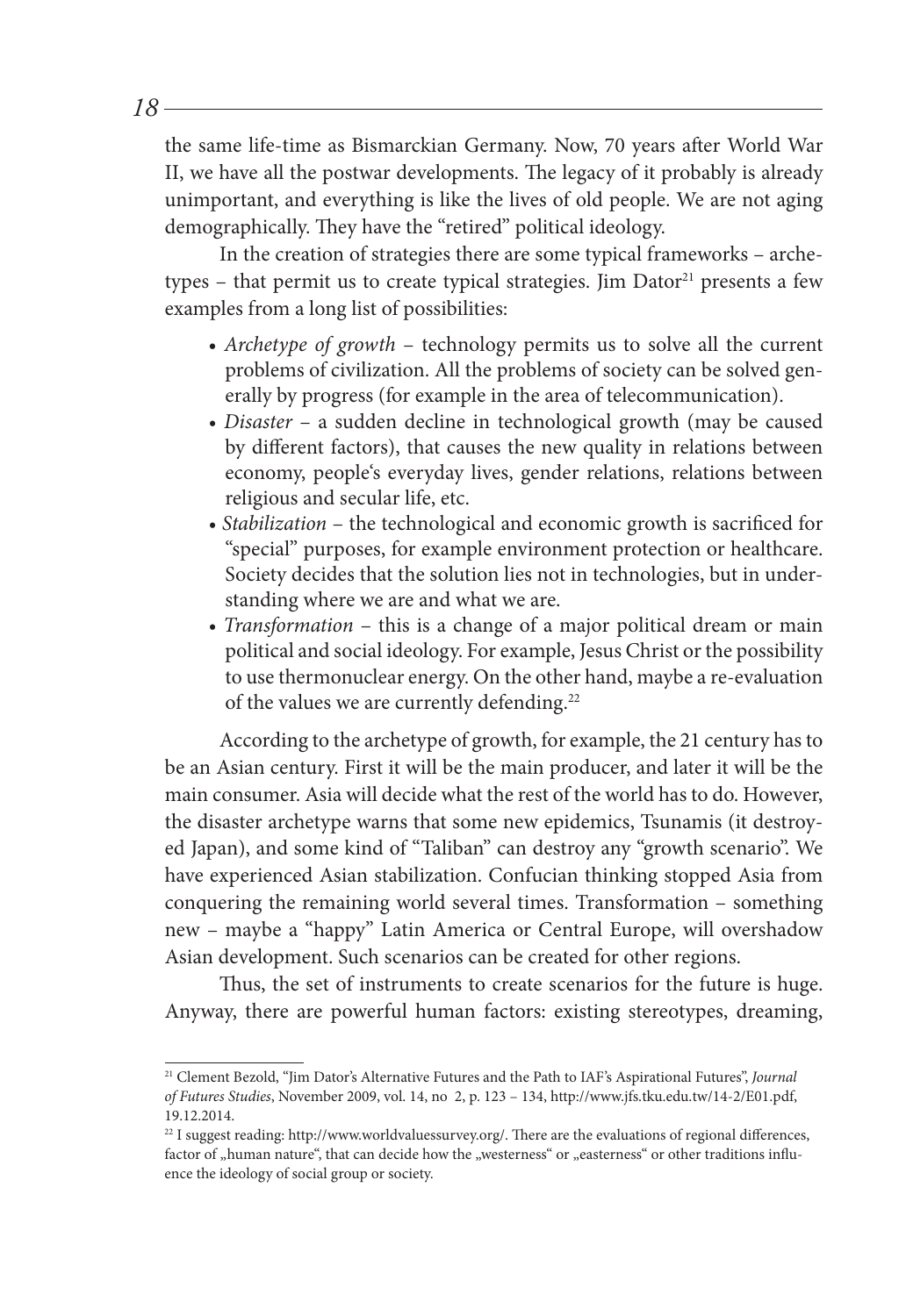the same life-time as Bismarckian Germany. Now, 70 years after World War II, we have all the postwar developments. The legacy of it probably is already unimportant, and everything is like the lives of old people. We are not aging demographically. They have the "retired" political ideology.

In the creation of strategies there are some typical frameworks – archetypes – that permit us to create typical strategies. Jim Dator[21] presents a few examples from a long list of possibilities:

- *Archetype of growth* – technology permits us to solve all the current problems of civilization. All the problems of society can be solved generally by progress (for example in the area of telecommunication).
- *Disaster* – a sudden decline in technological growth (may be caused by different factors), that causes the new quality in relations between economy, people's everyday lives, gender relations, relations between religious and secular life, etc.
- *Stabilization* – the technological and economic growth is sacrificed for "special" purposes, for example environment protection or healthcare. Society decides that the solution lies not in technologies, but in understanding where we are and what we are.
- *Transformation* – this is a change of a major political dream or main political and social ideology. For example, Jesus Christ or the possibility to use thermonuclear energy. On the other hand, maybe a re-evaluation of the values we are currently defending.[22]

According to the archetype of growth, for example, the 21 century has to be an Asian century. First it will be the main producer, and later it will be the main consumer. Asia will decide what the rest of the world has to do. However, the disaster archetype warns that some new epidemics, Tsunamis (it destroyed Japan), and some kind of "Taliban" can destroy any "growth scenario". We have experienced Asian stabilization. Confucian thinking stopped Asia from conquering the remaining world several times. Transformation – something new – maybe a "happy" Latin America or Central Europe, will overshadow Asian development. Such scenarios can be created for other regions.

Thus, the set of instruments to create scenarios for the future is huge. Anyway, there are powerful human factors: existing stereotypes, dreaming,

---

[21] Clement Bezold, "Jim Dator's Alternative Futures and the Path to IAF's Aspirational Futures", *Journal of Futures Studies*, November 2009, vol. 14, no 2, p. 123 – 134, http://www.jfs.tku.edu.tw/14-2/E01.pdf, 19.12.2014.

[22] I suggest reading: http://www.worldvaluessurvey.org/. There are the evaluations of regional differences, factor of „human nature", that can decide how the „westerness" or „easterness" or other traditions influence the ideology of social group or society.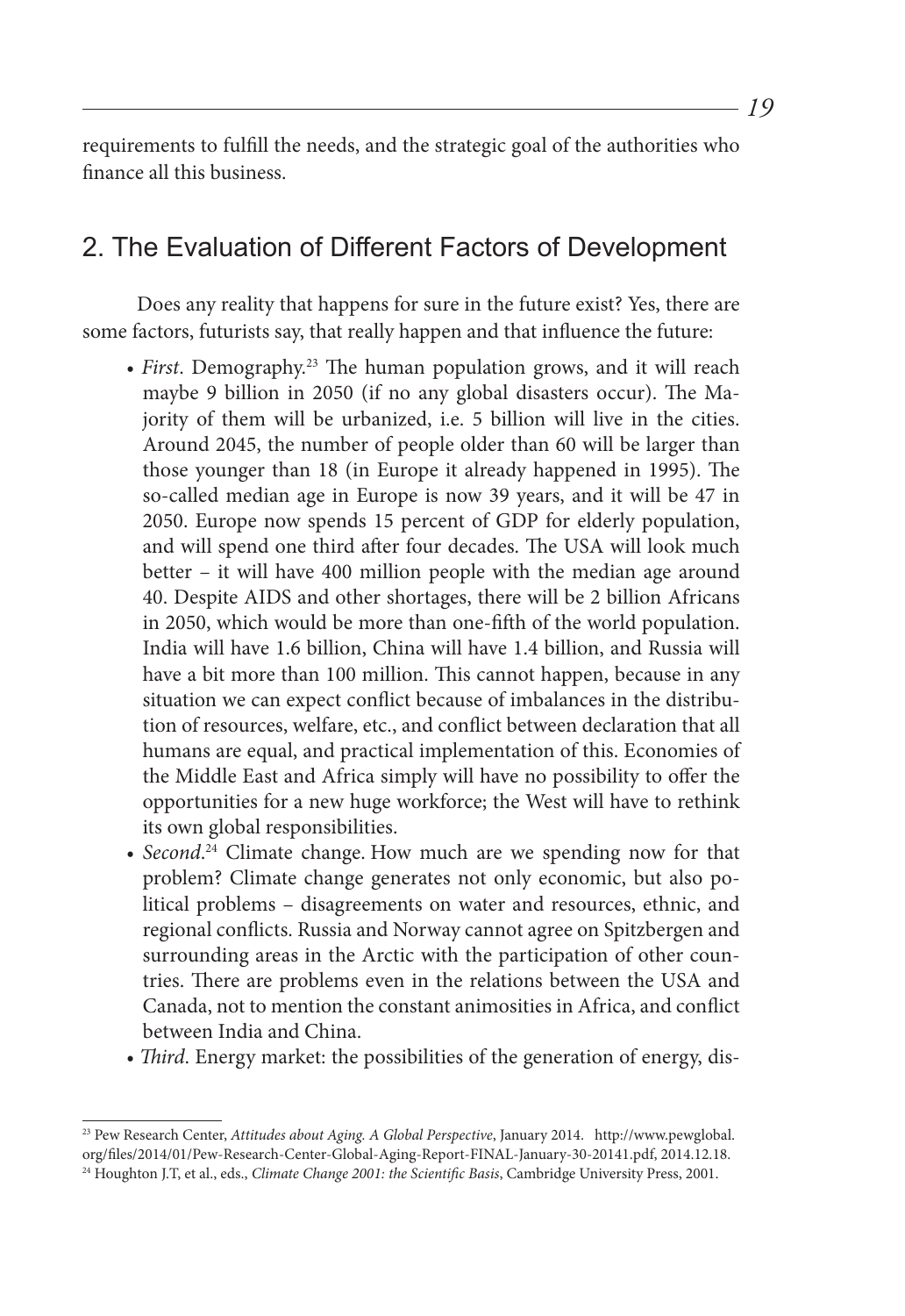requirements to fulfill the needs, and the strategic goal of the authorities who finance all this business.

## 2. The Evaluation of Different Factors of Development

Does any reality that happens for sure in the future exist? Yes, there are some factors, futurists say, that really happen and that influence the future:

- *First*. Demography.[23] The human population grows, and it will reach maybe 9 billion in 2050 (if no any global disasters occur). The Majority of them will be urbanized, i.e. 5 billion will live in the cities. Around 2045, the number of people older than 60 will be larger than those younger than 18 (in Europe it already happened in 1995). The so-called median age in Europe is now 39 years, and it will be 47 in 2050. Europe now spends 15 percent of GDP for elderly population, and will spend one third after four decades. The USA will look much better – it will have 400 million people with the median age around 40. Despite AIDS and other shortages, there will be 2 billion Africans in 2050, which would be more than one-fifth of the world population. India will have 1.6 billion, China will have 1.4 billion, and Russia will have a bit more than 100 million. This cannot happen, because in any situation we can expect conflict because of imbalances in the distribution of resources, welfare, etc., and conflict between declaration that all humans are equal, and practical implementation of this. Economies of the Middle East and Africa simply will have no possibility to offer the opportunities for a new huge workforce; the West will have to rethink its own global responsibilities.
- *Second*.[24] Climate change. How much are we spending now for that problem? Climate change generates not only economic, but also political problems – disagreements on water and resources, ethnic, and regional conflicts. Russia and Norway cannot agree on Spitzbergen and surrounding areas in the Arctic with the participation of other countries. There are problems even in the relations between the USA and Canada, not to mention the constant animosities in Africa, and conflict between India and China.
- *Third*. Energy market: the possibilities of the generation of energy, dis-

[23] Pew Research Center, *Attitudes about Aging. A Global Perspective*, January 2014. http://www.pewglobal.org/files/2014/01/Pew-Research-Center-Global-Aging-Report-FINAL-January-30-20141.pdf, 2014.12.18.

[24] Houghton J.T, et al., eds., *Climate Change 2001: the Scientific Basis*, Cambridge University Press, 2001.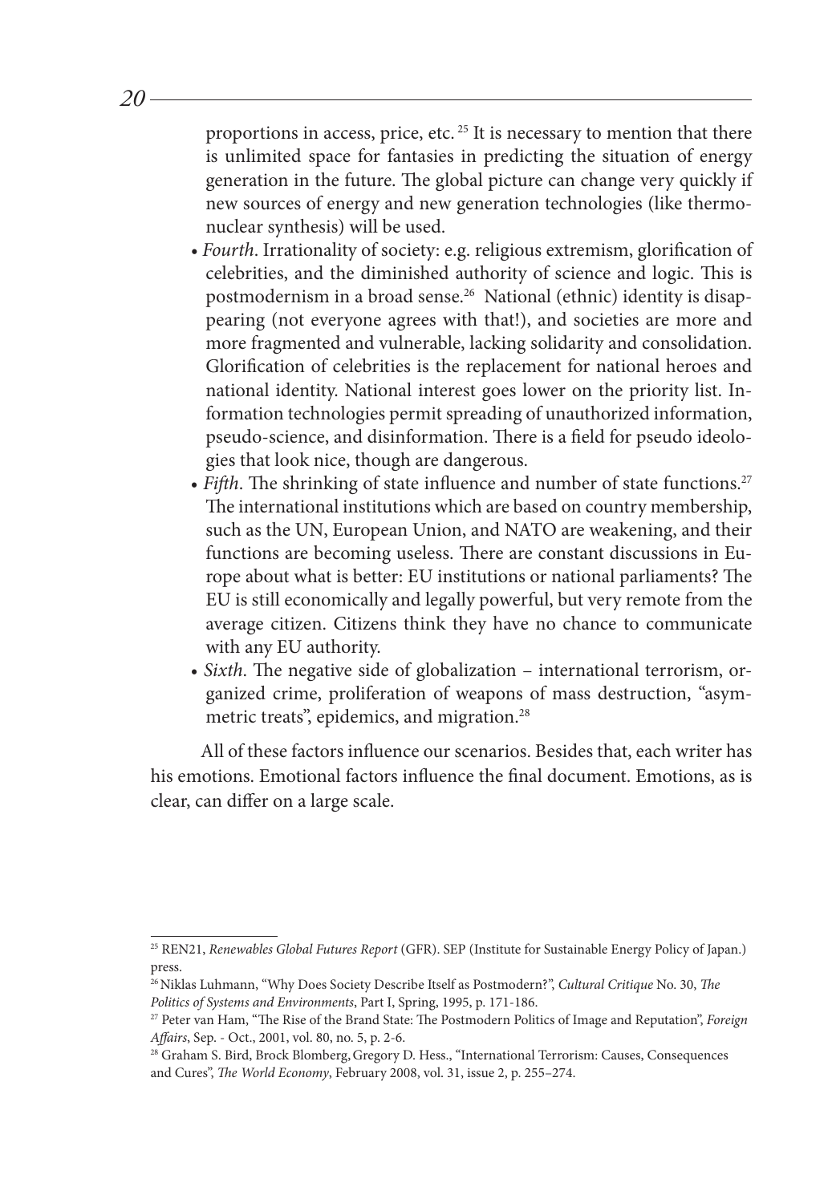proportions in access, price, etc.[25] It is necessary to mention that there is unlimited space for fantasies in predicting the situation of energy generation in the future. The global picture can change very quickly if new sources of energy and new generation technologies (like thermonuclear synthesis) will be used.

- *Fourth*. Irrationality of society: e.g. religious extremism, glorification of celebrities, and the diminished authority of science and logic. This is postmodernism in a broad sense.[26] National (ethnic) identity is disappearing (not everyone agrees with that!), and societies are more and more fragmented and vulnerable, lacking solidarity and consolidation. Glorification of celebrities is the replacement for national heroes and national identity. National interest goes lower on the priority list. Information technologies permit spreading of unauthorized information, pseudo-science, and disinformation. There is a field for pseudo ideologies that look nice, though are dangerous.
- *Fifth*. The shrinking of state influence and number of state functions.[27] The international institutions which are based on country membership, such as the UN, European Union, and NATO are weakening, and their functions are becoming useless. There are constant discussions in Europe about what is better: EU institutions or national parliaments? The EU is still economically and legally powerful, but very remote from the average citizen. Citizens think they have no chance to communicate with any EU authority.
- *Sixth*. The negative side of globalization – international terrorism, organized crime, proliferation of weapons of mass destruction, "asymmetric treats", epidemics, and migration.[28]

All of these factors influence our scenarios. Besides that, each writer has his emotions. Emotional factors influence the final document. Emotions, as is clear, can differ on a large scale.

---

[25] REN21, *Renewables Global Futures Report* (GFR). SEP (Institute for Sustainable Energy Policy of Japan.) press.

[26] Niklas Luhmann, "Why Does Society Describe Itself as Postmodern?", *Cultural Critique* No. 30, *The Politics of Systems and Environments*, Part I, Spring, 1995, p. 171-186.

[27] Peter van Ham, "The Rise of the Brand State: The Postmodern Politics of Image and Reputation", *Foreign Affairs*, Sep. - Oct., 2001, vol. 80, no. 5, p. 2-6.

[28] Graham S. Bird, Brock Blomberg, Gregory D. Hess., "International Terrorism: Causes, Consequences and Cures", *The World Economy*, February 2008, vol. 31, issue 2, p. 255–274.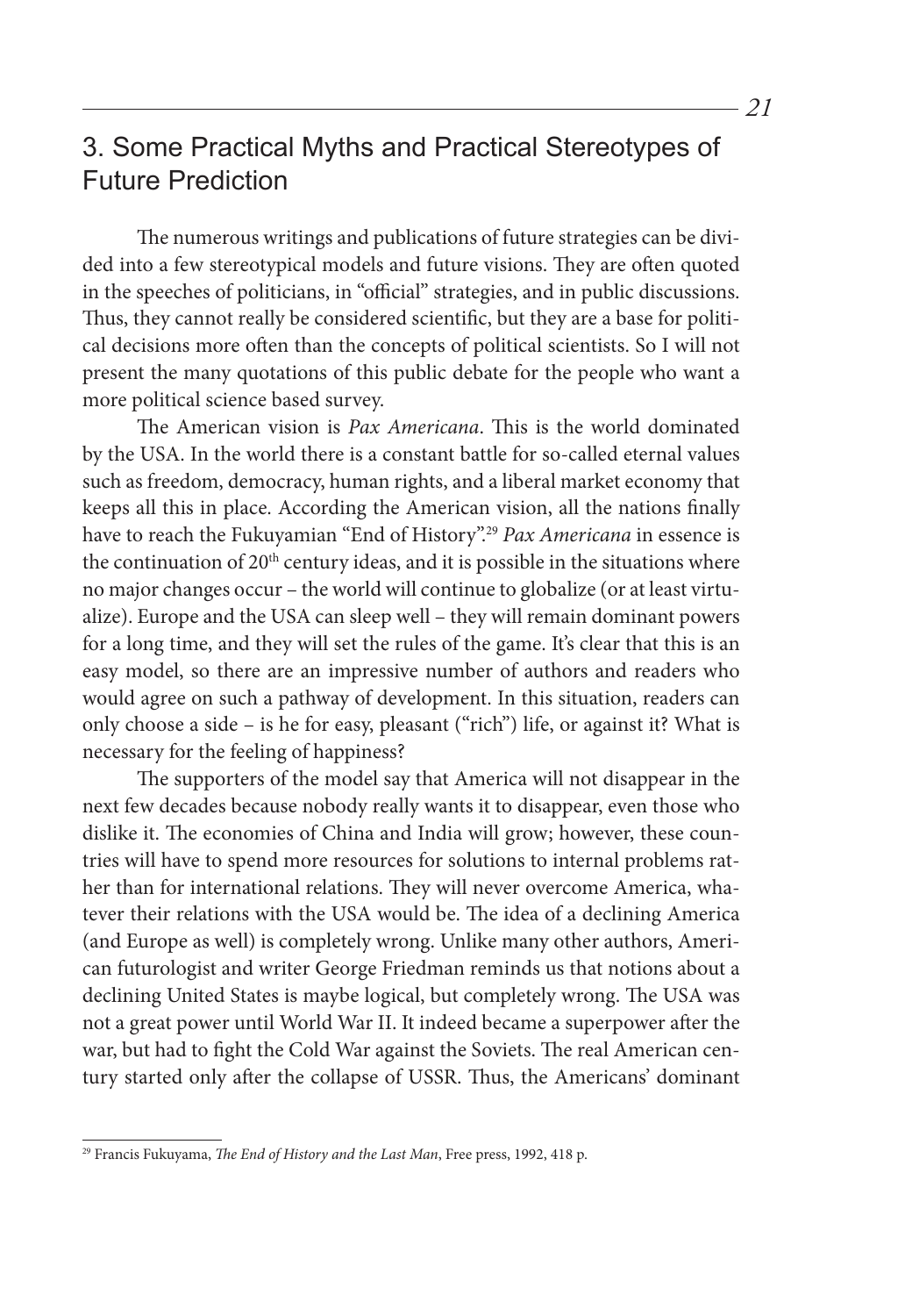## 3. Some Practical Myths and Practical Stereotypes of Future Prediction

The numerous writings and publications of future strategies can be divided into a few stereotypical models and future visions. They are often quoted in the speeches of politicians, in "official" strategies, and in public discussions. Thus, they cannot really be considered scientific, but they are a base for political decisions more often than the concepts of political scientists. So I will not present the many quotations of this public debate for the people who want a more political science based survey.

The American vision is *Pax Americana*. This is the world dominated by the USA. In the world there is a constant battle for so-called eternal values such as freedom, democracy, human rights, and a liberal market economy that keeps all this in place. According the American vision, all the nations finally have to reach the Fukuyamian "End of History".[29] *Pax Americana* in essence is the continuation of 20th century ideas, and it is possible in the situations where no major changes occur – the world will continue to globalize (or at least virtualize). Europe and the USA can sleep well – they will remain dominant powers for a long time, and they will set the rules of the game. It's clear that this is an easy model, so there are an impressive number of authors and readers who would agree on such a pathway of development. In this situation, readers can only choose a side – is he for easy, pleasant ("rich") life, or against it? What is necessary for the feeling of happiness?

The supporters of the model say that America will not disappear in the next few decades because nobody really wants it to disappear, even those who dislike it. The economies of China and India will grow; however, these countries will have to spend more resources for solutions to internal problems rather than for international relations. They will never overcome America, whatever their relations with the USA would be. The idea of a declining America (and Europe as well) is completely wrong. Unlike many other authors, American futurologist and writer George Friedman reminds us that notions about a declining United States is maybe logical, but completely wrong. The USA was not a great power until World War II. It indeed became a superpower after the war, but had to fight the Cold War against the Soviets. The real American century started only after the collapse of USSR. Thus, the Americans' dominant

[29] Francis Fukuyama, *The End of History and the Last Man*, Free press, 1992, 418 p.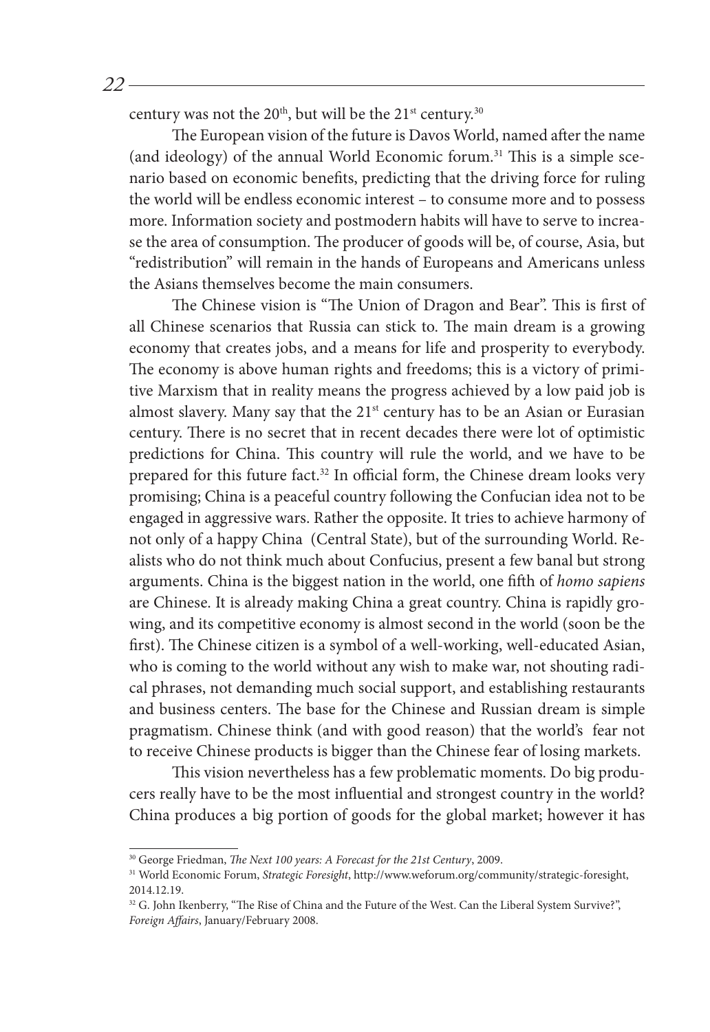century was not the 20th, but will be the 21st century.[30]

The European vision of the future is Davos World, named after the name (and ideology) of the annual World Economic forum.[31] This is a simple scenario based on economic benefits, predicting that the driving force for ruling the world will be endless economic interest – to consume more and to possess more. Information society and postmodern habits will have to serve to increase the area of consumption. The producer of goods will be, of course, Asia, but "redistribution" will remain in the hands of Europeans and Americans unless the Asians themselves become the main consumers.

The Chinese vision is "The Union of Dragon and Bear". This is first of all Chinese scenarios that Russia can stick to. The main dream is a growing economy that creates jobs, and a means for life and prosperity to everybody. The economy is above human rights and freedoms; this is a victory of primitive Marxism that in reality means the progress achieved by a low paid job is almost slavery. Many say that the 21st century has to be an Asian or Eurasian century. There is no secret that in recent decades there were lot of optimistic predictions for China. This country will rule the world, and we have to be prepared for this future fact.[32] In official form, the Chinese dream looks very promising; China is a peaceful country following the Confucian idea not to be engaged in aggressive wars. Rather the opposite. It tries to achieve harmony of not only of a happy China (Central State), but of the surrounding World. Realists who do not think much about Confucius, present a few banal but strong arguments. China is the biggest nation in the world, one fifth of *homo sapiens* are Chinese. It is already making China a great country. China is rapidly growing, and its competitive economy is almost second in the world (soon be the first). The Chinese citizen is a symbol of a well-working, well-educated Asian, who is coming to the world without any wish to make war, not shouting radical phrases, not demanding much social support, and establishing restaurants and business centers. The base for the Chinese and Russian dream is simple pragmatism. Chinese think (and with good reason) that the world's fear not to receive Chinese products is bigger than the Chinese fear of losing markets.

This vision nevertheless has a few problematic moments. Do big producers really have to be the most influential and strongest country in the world? China produces a big portion of goods for the global market; however it has

---

[30] George Friedman, *The Next 100 years: A Forecast for the 21st Century*, 2009.

[31] World Economic Forum, *Strategic Foresight*, http://www.weforum.org/community/strategic-foresight, 2014.12.19.

[32] G. John Ikenberry, "The Rise of China and the Future of the West. Can the Liberal System Survive?", *Foreign Affairs*, January/February 2008.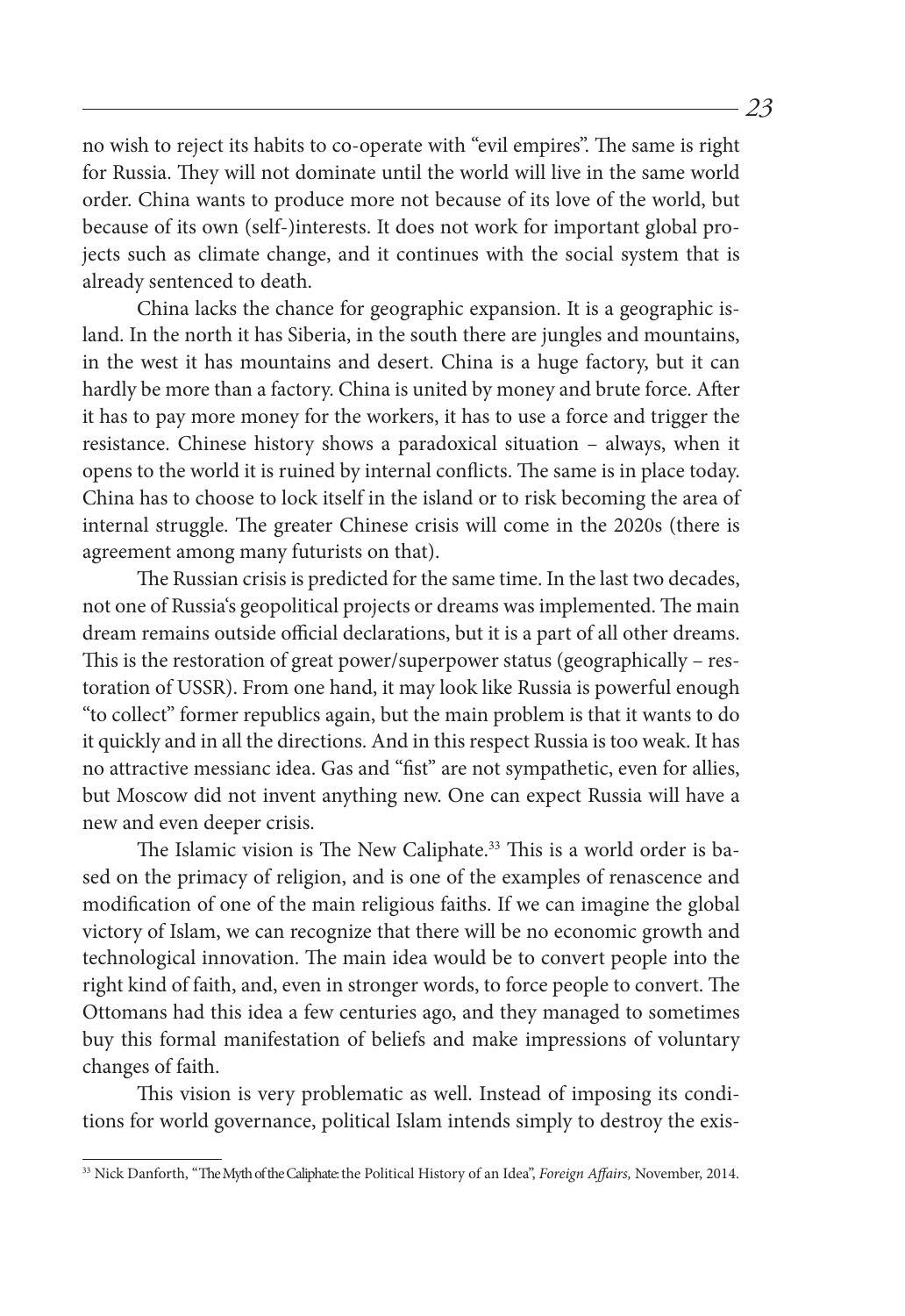no wish to reject its habits to co-operate with "evil empires". The same is right for Russia. They will not dominate until the world will live in the same world order. China wants to produce more not because of its love of the world, but because of its own (self-)interests. It does not work for important global projects such as climate change, and it continues with the social system that is already sentenced to death.

China lacks the chance for geographic expansion. It is a geographic island. In the north it has Siberia, in the south there are jungles and mountains, in the west it has mountains and desert. China is a huge factory, but it can hardly be more than a factory. China is united by money and brute force. After it has to pay more money for the workers, it has to use a force and trigger the resistance. Chinese history shows a paradoxical situation – always, when it opens to the world it is ruined by internal conflicts. The same is in place today. China has to choose to lock itself in the island or to risk becoming the area of internal struggle. The greater Chinese crisis will come in the 2020s (there is agreement among many futurists on that).

The Russian crisis is predicted for the same time. In the last two decades, not one of Russia's geopolitical projects or dreams was implemented. The main dream remains outside official declarations, but it is a part of all other dreams. This is the restoration of great power/superpower status (geographically – restoration of USSR). From one hand, it may look like Russia is powerful enough "to collect" former republics again, but the main problem is that it wants to do it quickly and in all the directions. And in this respect Russia is too weak. It has no attractive messianc idea. Gas and "fist" are not sympathetic, even for allies, but Moscow did not invent anything new. One can expect Russia will have a new and even deeper crisis.

The Islamic vision is The New Caliphate.[33] This is a world order is based on the primacy of religion, and is one of the examples of renascence and modification of one of the main religious faiths. If we can imagine the global victory of Islam, we can recognize that there will be no economic growth and technological innovation. The main idea would be to convert people into the right kind of faith, and, even in stronger words, to force people to convert. The Ottomans had this idea a few centuries ago, and they managed to sometimes buy this formal manifestation of beliefs and make impressions of voluntary changes of faith.

This vision is very problematic as well. Instead of imposing its conditions for world governance, political Islam intends simply to destroy the exis-

---

[33] Nick Danforth, "The Myth of the Caliphate: the Political History of an Idea", *Foreign Affairs,* November, 2014.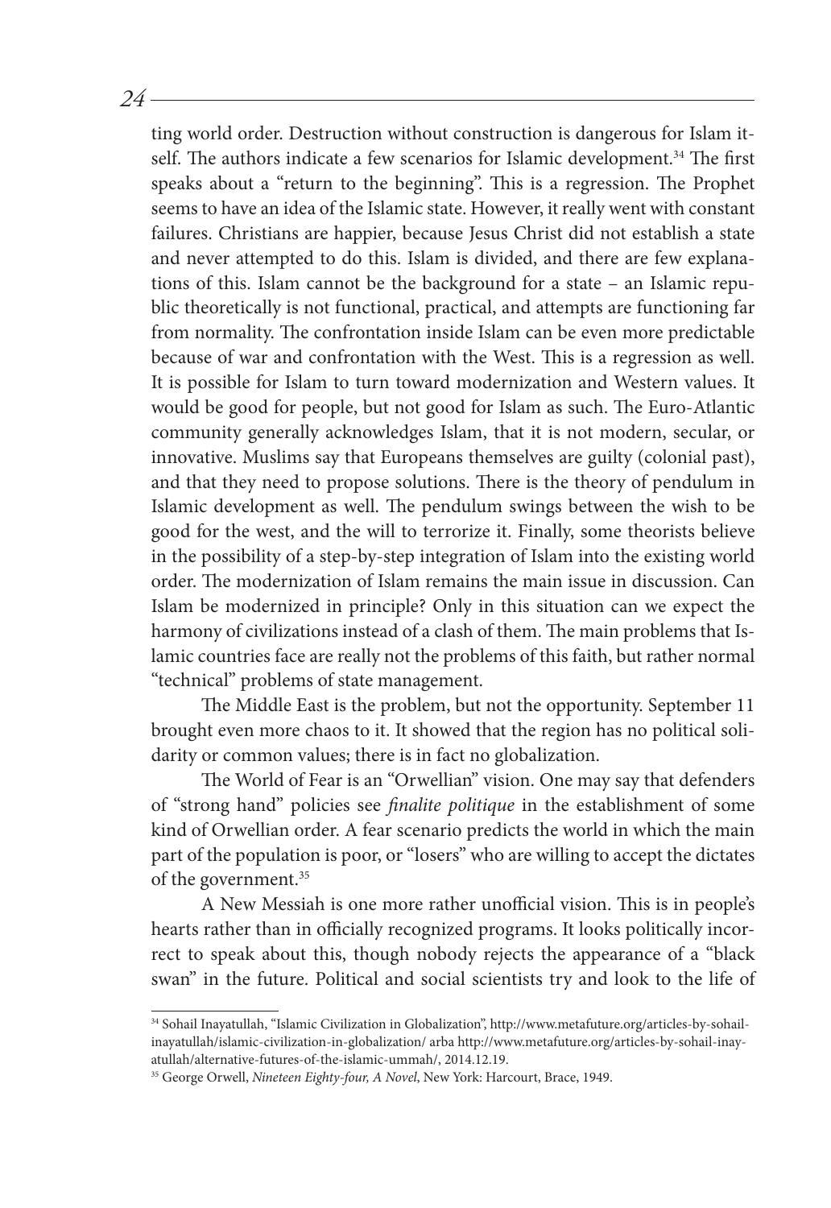ting world order. Destruction without construction is dangerous for Islam itself. The authors indicate a few scenarios for Islamic development.[34] The first speaks about a "return to the beginning". This is a regression. The Prophet seems to have an idea of the Islamic state. However, it really went with constant failures. Christians are happier, because Jesus Christ did not establish a state and never attempted to do this. Islam is divided, and there are few explanations of this. Islam cannot be the background for a state – an Islamic republic theoretically is not functional, practical, and attempts are functioning far from normality. The confrontation inside Islam can be even more predictable because of war and confrontation with the West. This is a regression as well. It is possible for Islam to turn toward modernization and Western values. It would be good for people, but not good for Islam as such. The Euro-Atlantic community generally acknowledges Islam, that it is not modern, secular, or innovative. Muslims say that Europeans themselves are guilty (colonial past), and that they need to propose solutions. There is the theory of pendulum in Islamic development as well. The pendulum swings between the wish to be good for the west, and the will to terrorize it. Finally, some theorists believe in the possibility of a step-by-step integration of Islam into the existing world order. The modernization of Islam remains the main issue in discussion. Can Islam be modernized in principle? Only in this situation can we expect the harmony of civilizations instead of a clash of them. The main problems that Islamic countries face are really not the problems of this faith, but rather normal "technical" problems of state management.

The Middle East is the problem, but not the opportunity. September 11 brought even more chaos to it. It showed that the region has no political solidarity or common values; there is in fact no globalization.

The World of Fear is an "Orwellian" vision. One may say that defenders of "strong hand" policies see *finalite politique* in the establishment of some kind of Orwellian order. A fear scenario predicts the world in which the main part of the population is poor, or "losers" who are willing to accept the dictates of the government.[35]

A New Messiah is one more rather unofficial vision. This is in people's hearts rather than in officially recognized programs. It looks politically incorrect to speak about this, though nobody rejects the appearance of a "black swan" in the future. Political and social scientists try and look to the life of

---

[34] Sohail Inayatullah, "Islamic Civilization in Globalization", http://www.metafuture.org/articles-by-sohail-inayatullah/islamic-civilization-in-globalization/ arba http://www.metafuture.org/articles-by-sohail-inayatullah/alternative-futures-of-the-islamic-ummah/, 2014.12.19.

[35] George Orwell, *Nineteen Eighty-four, A Novel*, New York: Harcourt, Brace, 1949.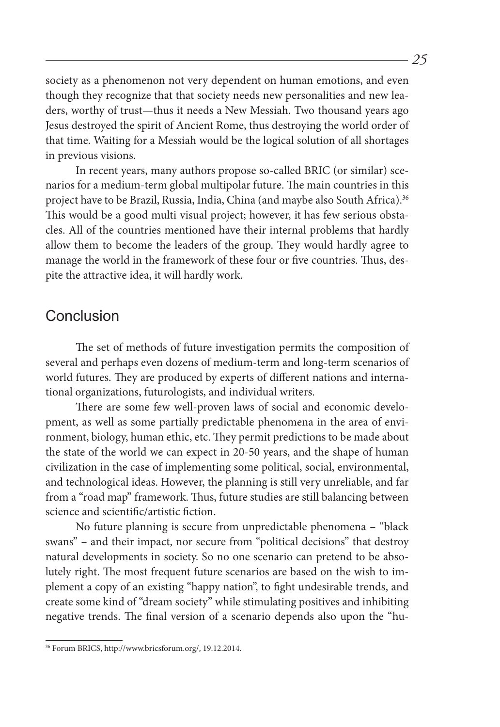society as a phenomenon not very dependent on human emotions, and even though they recognize that that society needs new personalities and new leaders, worthy of trust—thus it needs a New Messiah. Two thousand years ago Jesus destroyed the spirit of Ancient Rome, thus destroying the world order of that time. Waiting for a Messiah would be the logical solution of all shortages in previous visions.

In recent years, many authors propose so-called BRIC (or similar) scenarios for a medium-term global multipolar future. The main countries in this project have to be Brazil, Russia, India, China (and maybe also South Africa).[36] This would be a good multi visual project; however, it has few serious obstacles. All of the countries mentioned have their internal problems that hardly allow them to become the leaders of the group. They would hardly agree to manage the world in the framework of these four or five countries. Thus, despite the attractive idea, it will hardly work.

## Conclusion

The set of methods of future investigation permits the composition of several and perhaps even dozens of medium-term and long-term scenarios of world futures. They are produced by experts of different nations and international organizations, futurologists, and individual writers.

There are some few well-proven laws of social and economic development, as well as some partially predictable phenomena in the area of environment, biology, human ethic, etc. They permit predictions to be made about the state of the world we can expect in 20-50 years, and the shape of human civilization in the case of implementing some political, social, environmental, and technological ideas. However, the planning is still very unreliable, and far from a "road map" framework. Thus, future studies are still balancing between science and scientific/artistic fiction.

No future planning is secure from unpredictable phenomena – "black swans" – and their impact, nor secure from "political decisions" that destroy natural developments in society. So no one scenario can pretend to be absolutely right. The most frequent future scenarios are based on the wish to implement a copy of an existing "happy nation", to fight undesirable trends, and create some kind of "dream society" while stimulating positives and inhibiting negative trends. The final version of a scenario depends also upon the "hu-

[36] Forum BRICS, http://www.bricsforum.org/, 19.12.2014.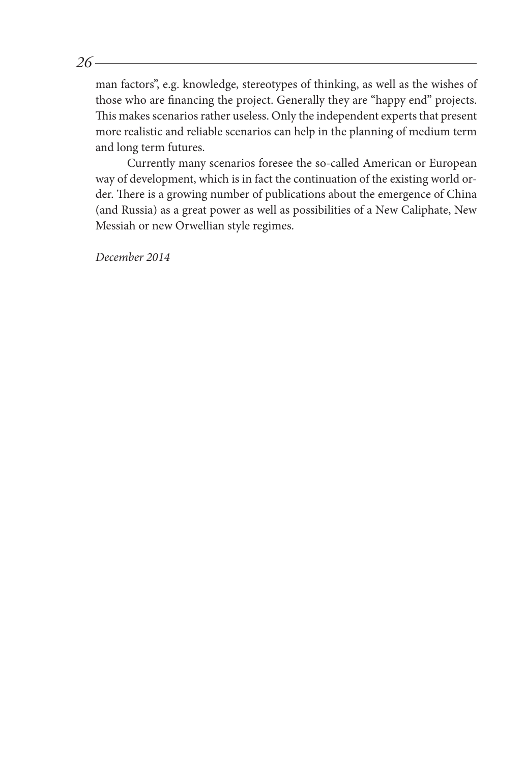man factors", e.g. knowledge, stereotypes of thinking, as well as the wishes of those who are financing the project. Generally they are "happy end" projects. This makes scenarios rather useless. Only the independent experts that present more realistic and reliable scenarios can help in the planning of medium term and long term futures.

Currently many scenarios foresee the so-called American or European way of development, which is in fact the continuation of the existing world order. There is a growing number of publications about the emergence of China (and Russia) as a great power as well as possibilities of a New Caliphate, New Messiah or new Orwellian style regimes.

*December 2014*